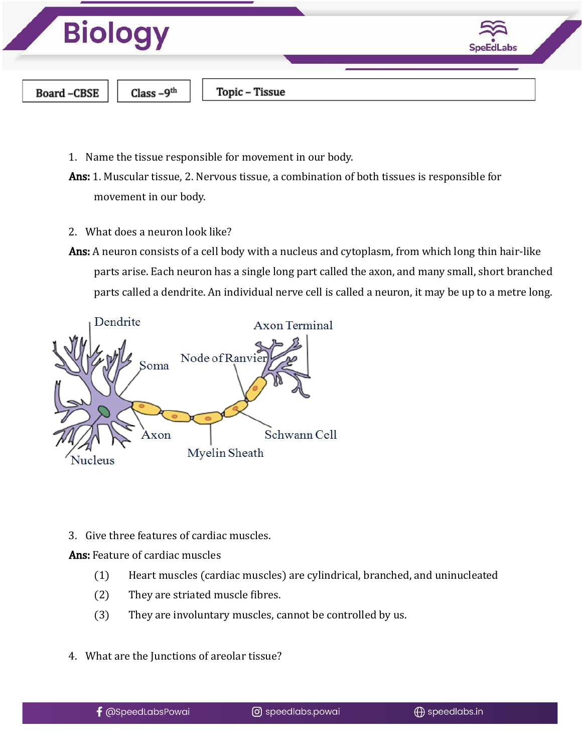# Biology

Board –CBSE | Class –9th | Topic – Tissue

1. Name the tissue responsible for movement in our body.

**Ans:** 1. Muscular tissue, 2. Nervous tissue, a combination of both tissues is responsible for movement in our body.

2. What does a neuron look like?

**Ans:** A neuron consists of a cell body with a nucleus and cytoplasm, from which long thin hair-like parts arise. Each neuron has a single long part called the axon, and many small, short branched parts called a dendrite. An individual nerve cell is called a neuron, it may be up to a metre long.

Dendrite, Soma, Nucleus, Axon, Node of Ranvier, Axon Terminal, Myelin Sheath, Schwann Cell

3. Give three features of cardiac muscles.

**Ans:** Feature of cardiac muscles

(1) Heart muscles (cardiac muscles) are cylindrical, branched, and uninucleated

(2) They are striated muscle fibres.

(3) They are involuntary muscles, cannot be controlled by us.

4. What are the Junctions of areolar tissue?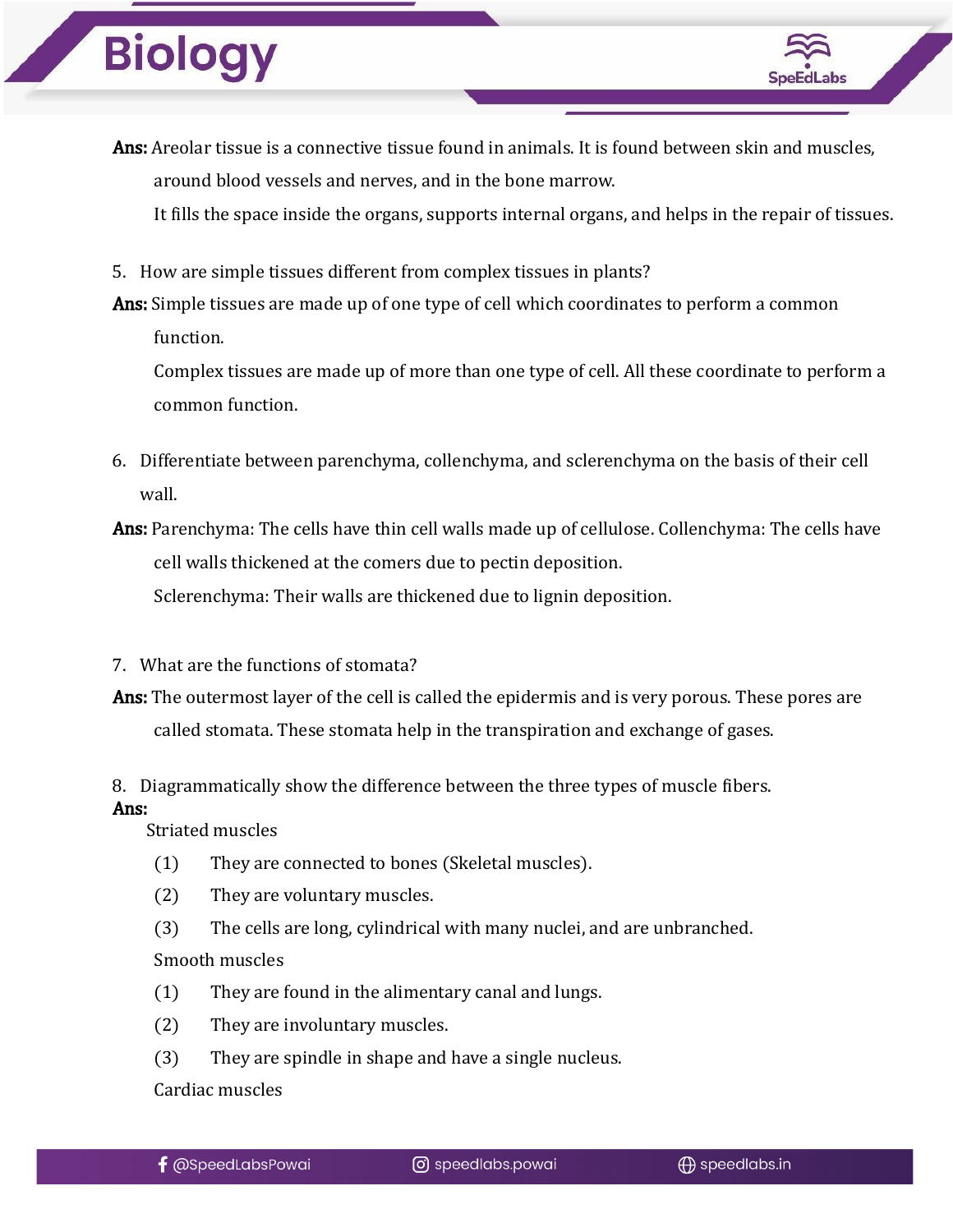**Ans:** Areolar tissue is a connective tissue found in animals. It is found between skin and muscles, around blood vessels and nerves, and in the bone marrow.

It fills the space inside the organs, supports internal organs, and helps in the repair of tissues.

5. How are simple tissues different from complex tissues in plants?

**Ans:** Simple tissues are made up of one type of cell which coordinates to perform a common function.

Complex tissues are made up of more than one type of cell. All these coordinate to perform a common function.

6. Differentiate between parenchyma, collenchyma, and sclerenchyma on the basis of their cell wall.

**Ans:** Parenchyma: The cells have thin cell walls made up of cellulose. Collenchyma: The cells have cell walls thickened at the comers due to pectin deposition.

Sclerenchyma: Their walls are thickened due to lignin deposition.

7. What are the functions of stomata?

**Ans:** The outermost layer of the cell is called the epidermis and is very porous. These pores are called stomata. These stomata help in the transpiration and exchange of gases.

8. Diagrammatically show the difference between the three types of muscle fibers.

**Ans:**

Striated muscles

(1) They are connected to bones (Skeletal muscles).

(2) They are voluntary muscles.

(3) The cells are long, cylindrical with many nuclei, and are unbranched.

Smooth muscles

(1) They are found in the alimentary canal and lungs.

(2) They are involuntary muscles.

(3) They are spindle in shape and have a single nucleus.

Cardiac muscles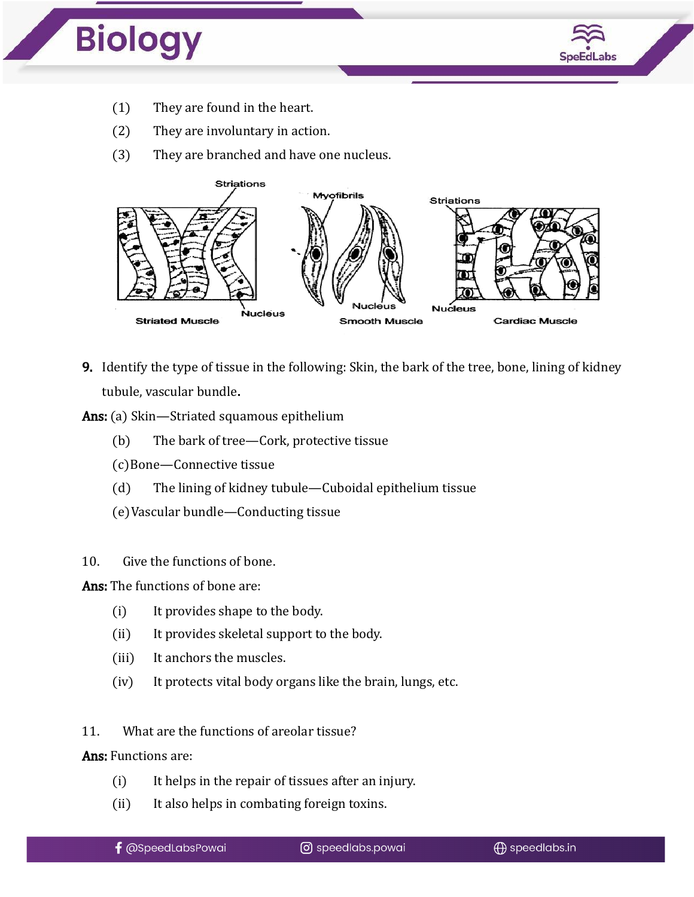(1) They are found in the heart.

(2) They are involuntary in action.

(3) They are branched and have one nucleus.

Striated Muscle    Smooth Muscle    Cardiac Muscle

**9.** Identify the type of tissue in the following: Skin, the bark of the tree, bone, lining of kidney tubule, vascular bundle.

**Ans:** (a) Skin—Striated squamous epithelium

(b) The bark of tree—Cork, protective tissue

(c) Bone—Connective tissue

(d) The lining of kidney tubule—Cuboidal epithelium tissue

(e) Vascular bundle—Conducting tissue

10. Give the functions of bone.

**Ans:** The functions of bone are:

(i) It provides shape to the body.

(ii) It provides skeletal support to the body.

(iii) It anchors the muscles.

(iv) It protects vital body organs like the brain, lungs, etc.

11. What are the functions of areolar tissue?

**Ans:** Functions are:

(i) It helps in the repair of tissues after an injury.

(ii) It also helps in combating foreign toxins.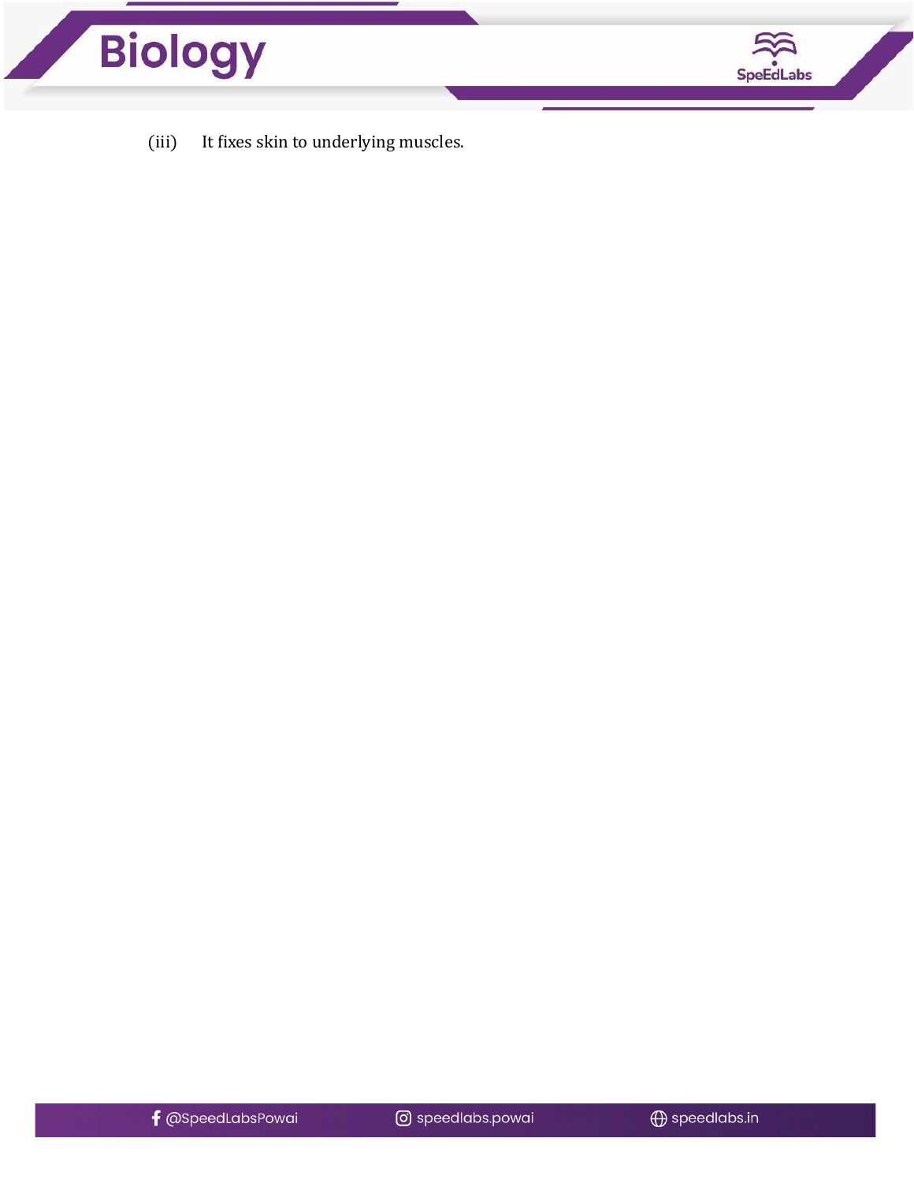(iii) It fixes skin to underlying muscles.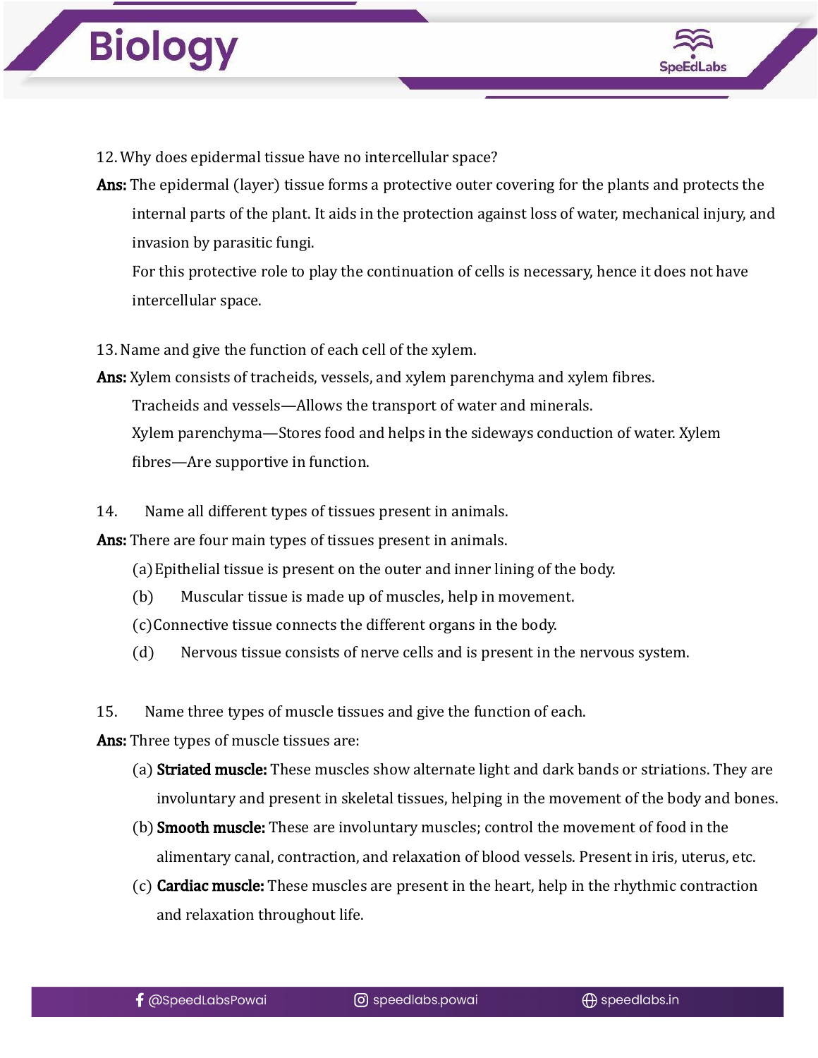12. Why does epidermal tissue have no intercellular space?

**Ans:** The epidermal (layer) tissue forms a protective outer covering for the plants and protects the internal parts of the plant. It aids in the protection against loss of water, mechanical injury, and invasion by parasitic fungi.

For this protective role to play the continuation of cells is necessary, hence it does not have intercellular space.

13. Name and give the function of each cell of the xylem.

**Ans:** Xylem consists of tracheids, vessels, and xylem parenchyma and xylem fibres.

Tracheids and vessels—Allows the transport of water and minerals.

Xylem parenchyma—Stores food and helps in the sideways conduction of water. Xylem fibres—Are supportive in function.

14. Name all different types of tissues present in animals.

**Ans:** There are four main types of tissues present in animals.

(a) Epithelial tissue is present on the outer and inner lining of the body.

(b) Muscular tissue is made up of muscles, help in movement.

(c) Connective tissue connects the different organs in the body.

(d) Nervous tissue consists of nerve cells and is present in the nervous system.

15. Name three types of muscle tissues and give the function of each.

**Ans:** Three types of muscle tissues are:

(a) **Striated muscle:** These muscles show alternate light and dark bands or striations. They are involuntary and present in skeletal tissues, helping in the movement of the body and bones.

(b) **Smooth muscle:** These are involuntary muscles; control the movement of food in the alimentary canal, contraction, and relaxation of blood vessels. Present in iris, uterus, etc.

(c) **Cardiac muscle:** These muscles are present in the heart, help in the rhythmic contraction and relaxation throughout life.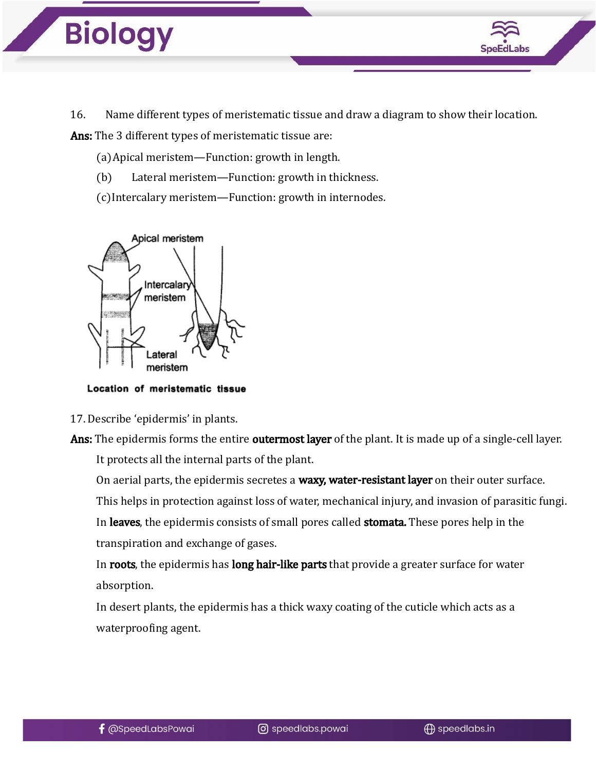16. Name different types of meristematic tissue and draw a diagram to show their location.

**Ans:** The 3 different types of meristematic tissue are:

(a) Apical meristem—Function: growth in length.

(b) Lateral meristem—Function: growth in thickness.

(c) Intercalary meristem—Function: growth in internodes.

Apical meristem

Intercalary meristem

Lateral meristem

**Location of meristematic tissue**

17. Describe 'epidermis' in plants.

**Ans:** The epidermis forms the entire **outermost layer** of the plant. It is made up of a single-cell layer.

It protects all the internal parts of the plant.

On aerial parts, the epidermis secretes a **waxy, water-resistant layer** on their outer surface.

This helps in protection against loss of water, mechanical injury, and invasion of parasitic fungi.

In **leaves**, the epidermis consists of small pores called **stomata.** These pores help in the transpiration and exchange of gases.

In **roots**, the epidermis has **long hair-like parts** that provide a greater surface for water absorption.

In desert plants, the epidermis has a thick waxy coating of the cuticle which acts as a waterproofing agent.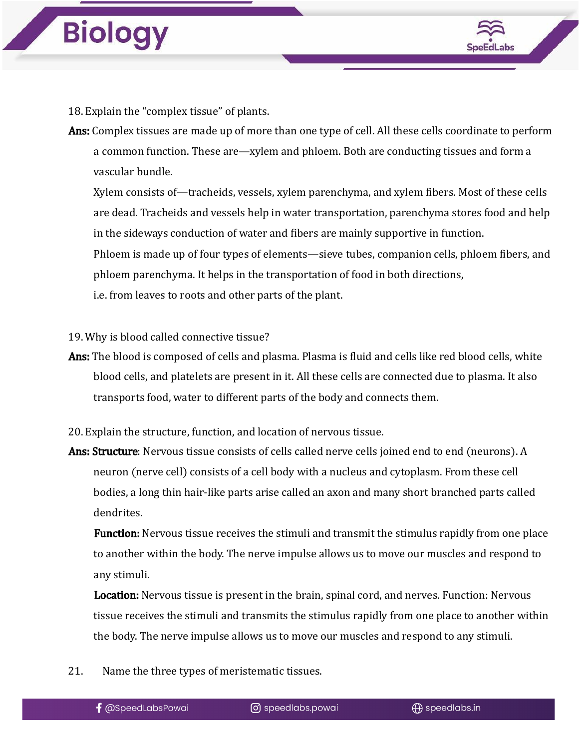18. Explain the "complex tissue" of plants.

**Ans:** Complex tissues are made up of more than one type of cell. All these cells coordinate to perform a common function. These are—xylem and phloem. Both are conducting tissues and form a vascular bundle.

Xylem consists of—tracheids, vessels, xylem parenchyma, and xylem fibers. Most of these cells are dead. Tracheids and vessels help in water transportation, parenchyma stores food and help in the sideways conduction of water and fibers are mainly supportive in function.

Phloem is made up of four types of elements—sieve tubes, companion cells, phloem fibers, and phloem parenchyma. It helps in the transportation of food in both directions, i.e. from leaves to roots and other parts of the plant.

19. Why is blood called connective tissue?

**Ans:** The blood is composed of cells and plasma. Plasma is fluid and cells like red blood cells, white blood cells, and platelets are present in it. All these cells are connected due to plasma. It also transports food, water to different parts of the body and connects them.

20. Explain the structure, function, and location of nervous tissue.

**Ans: Structure**: Nervous tissue consists of cells called nerve cells joined end to end (neurons). A neuron (nerve cell) consists of a cell body with a nucleus and cytoplasm. From these cell bodies, a long thin hair-like parts arise called an axon and many short branched parts called dendrites.

**Function:** Nervous tissue receives the stimuli and transmit the stimulus rapidly from one place to another within the body. The nerve impulse allows us to move our muscles and respond to any stimuli.

**Location:** Nervous tissue is present in the brain, spinal cord, and nerves. Function: Nervous tissue receives the stimuli and transmits the stimulus rapidly from one place to another within the body. The nerve impulse allows us to move our muscles and respond to any stimuli.

21. Name the three types of meristematic tissues.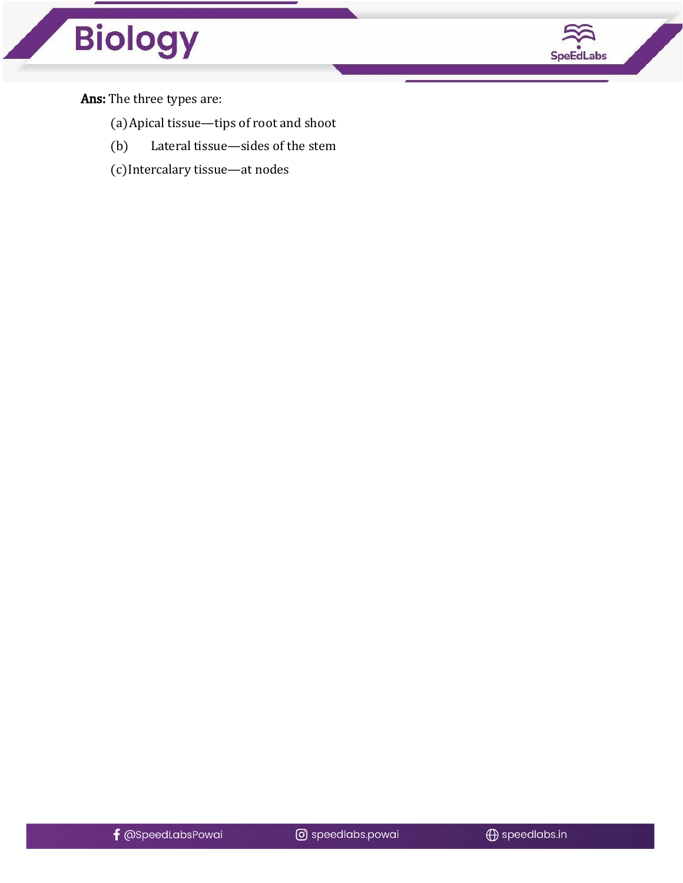**Ans:** The three types are:

(a) Apical tissue—tips of root and shoot

(b) Lateral tissue—sides of the stem

(c) Intercalary tissue—at nodes